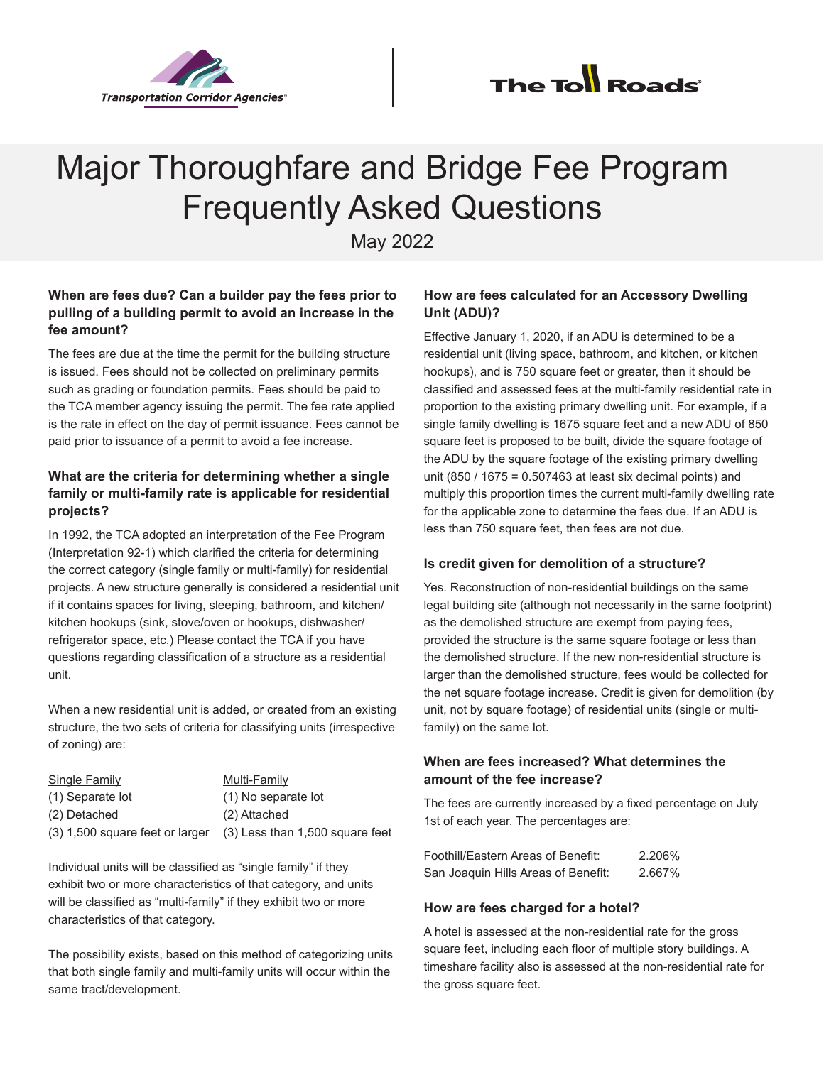Transportation Corridor Agencies

The Toll Roads

# Major Thoroughfare and Bridge Fee Program Frequently Asked Questions

May 2022

### When are fees due? Can a builder pay the fees prior to pulling of a building permit to avoid an increase in the fee amount?

The fees are due at the time the permit for the building structure is issued. Fees should not be collected on preliminary permits such as grading or foundation permits. Fees should be paid to the TCA member agency issuing the permit. The fee rate applied is the rate in effect on the day of permit issuance. Fees cannot be paid prior to issuance of a permit to avoid a fee increase.

### What are the criteria for determining whether a single family or multi-family rate is applicable for residential projects?

In 1992, the TCA adopted an interpretation of the Fee Program (Interpretation 92-1) which clarified the criteria for determining the correct category (single family or multi-family) for residential projects. A new structure generally is considered a residential unit if it contains spaces for living, sleeping, bathroom, and kitchen/kitchen hookups (sink, stove/oven or hookups, dishwasher/refrigerator space, etc.) Please contact the TCA if you have questions regarding classification of a structure as a residential unit.

When a new residential unit is added, or created from an existing structure, the two sets of criteria for classifying units (irrespective of zoning) are:

| Single Family | Multi-Family |
|---|---|
| (1) Separate lot | (1) No separate lot |
| (2) Detached | (2) Attached |
| (3) 1,500 square feet or larger | (3) Less than 1,500 square feet |

Individual units will be classified as "single family" if they exhibit two or more characteristics of that category, and units will be classified as "multi-family" if they exhibit two or more characteristics of that category.

The possibility exists, based on this method of categorizing units that both single family and multi-family units will occur within the same tract/development.

### How are fees calculated for an Accessory Dwelling Unit (ADU)?

Effective January 1, 2020, if an ADU is determined to be a residential unit (living space, bathroom, and kitchen, or kitchen hookups), and is 750 square feet or greater, then it should be classified and assessed fees at the multi-family residential rate in proportion to the existing primary dwelling unit. For example, if a single family dwelling is 1675 square feet and a new ADU of 850 square feet is proposed to be built, divide the square footage of the ADU by the square footage of the existing primary dwelling unit (850 / 1675 = 0.507463 at least six decimal points) and multiply this proportion times the current multi-family dwelling rate for the applicable zone to determine the fees due. If an ADU is less than 750 square feet, then fees are not due.

### Is credit given for demolition of a structure?

Yes. Reconstruction of non-residential buildings on the same legal building site (although not necessarily in the same footprint) as the demolished structure are exempt from paying fees, provided the structure is the same square footage or less than the demolished structure. If the new non-residential structure is larger than the demolished structure, fees would be collected for the net square footage increase. Credit is given for demolition (by unit, not by square footage) of residential units (single or multi-family) on the same lot.

### When are fees increased? What determines the amount of the fee increase?

The fees are currently increased by a fixed percentage on July 1st of each year. The percentages are:

| | |
|---|---|
| Foothill/Eastern Areas of Benefit: | 2.206% |
| San Joaquin Hills Areas of Benefit: | 2.667% |

### How are fees charged for a hotel?

A hotel is assessed at the non-residential rate for the gross square feet, including each floor of multiple story buildings. A timeshare facility also is assessed at the non-residential rate for the gross square feet.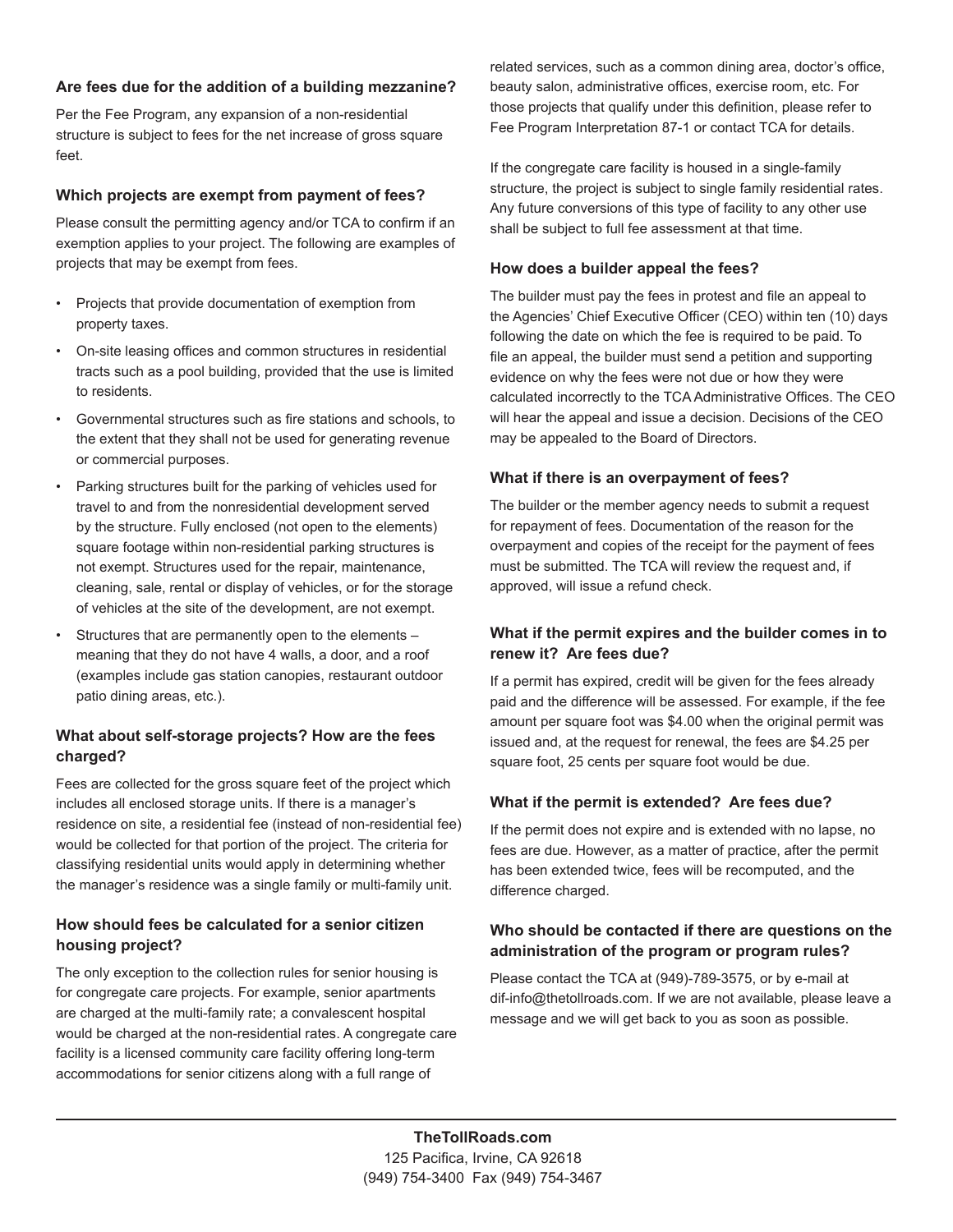### Are fees due for the addition of a building mezzanine?

Per the Fee Program, any expansion of a non-residential structure is subject to fees for the net increase of gross square feet.

### Which projects are exempt from payment of fees?

Please consult the permitting agency and/or TCA to confirm if an exemption applies to your project. The following are examples of projects that may be exempt from fees.

- Projects that provide documentation of exemption from property taxes.
- On-site leasing offices and common structures in residential tracts such as a pool building, provided that the use is limited to residents.
- Governmental structures such as fire stations and schools, to the extent that they shall not be used for generating revenue or commercial purposes.
- Parking structures built for the parking of vehicles used for travel to and from the nonresidential development served by the structure. Fully enclosed (not open to the elements) square footage within non-residential parking structures is not exempt. Structures used for the repair, maintenance, cleaning, sale, rental or display of vehicles, or for the storage of vehicles at the site of the development, are not exempt.
- Structures that are permanently open to the elements – meaning that they do not have 4 walls, a door, and a roof (examples include gas station canopies, restaurant outdoor patio dining areas, etc.).

### What about self-storage projects? How are the fees charged?

Fees are collected for the gross square feet of the project which includes all enclosed storage units. If there is a manager's residence on site, a residential fee (instead of non-residential fee) would be collected for that portion of the project. The criteria for classifying residential units would apply in determining whether the manager's residence was a single family or multi-family unit.

### How should fees be calculated for a senior citizen housing project?

The only exception to the collection rules for senior housing is for congregate care projects. For example, senior apartments are charged at the multi-family rate; a convalescent hospital would be charged at the non-residential rates. A congregate care facility is a licensed community care facility offering long-term accommodations for senior citizens along with a full range of related services, such as a common dining area, doctor's office, beauty salon, administrative offices, exercise room, etc. For those projects that qualify under this definition, please refer to Fee Program Interpretation 87-1 or contact TCA for details.

If the congregate care facility is housed in a single-family structure, the project is subject to single family residential rates. Any future conversions of this type of facility to any other use shall be subject to full fee assessment at that time.

### How does a builder appeal the fees?

The builder must pay the fees in protest and file an appeal to the Agencies' Chief Executive Officer (CEO) within ten (10) days following the date on which the fee is required to be paid. To file an appeal, the builder must send a petition and supporting evidence on why the fees were not due or how they were calculated incorrectly to the TCA Administrative Offices. The CEO will hear the appeal and issue a decision. Decisions of the CEO may be appealed to the Board of Directors.

### What if there is an overpayment of fees?

The builder or the member agency needs to submit a request for repayment of fees. Documentation of the reason for the overpayment and copies of the receipt for the payment of fees must be submitted. The TCA will review the request and, if approved, will issue a refund check.

### What if the permit expires and the builder comes in to renew it? Are fees due?

If a permit has expired, credit will be given for the fees already paid and the difference will be assessed. For example, if the fee amount per square foot was $4.00 when the original permit was issued and, at the request for renewal, the fees are $4.25 per square foot, 25 cents per square foot would be due.

### What if the permit is extended? Are fees due?

If the permit does not expire and is extended with no lapse, no fees are due. However, as a matter of practice, after the permit has been extended twice, fees will be recomputed, and the difference charged.

### Who should be contacted if there are questions on the administration of the program or program rules?

Please contact the TCA at (949)-789-3575, or by e-mail at dif-info@thetollroads.com. If we are not available, please leave a message and we will get back to you as soon as possible.

**TheTollRoads.com**
125 Pacifica, Irvine, CA 92618
(949) 754-3400 Fax (949) 754-3467